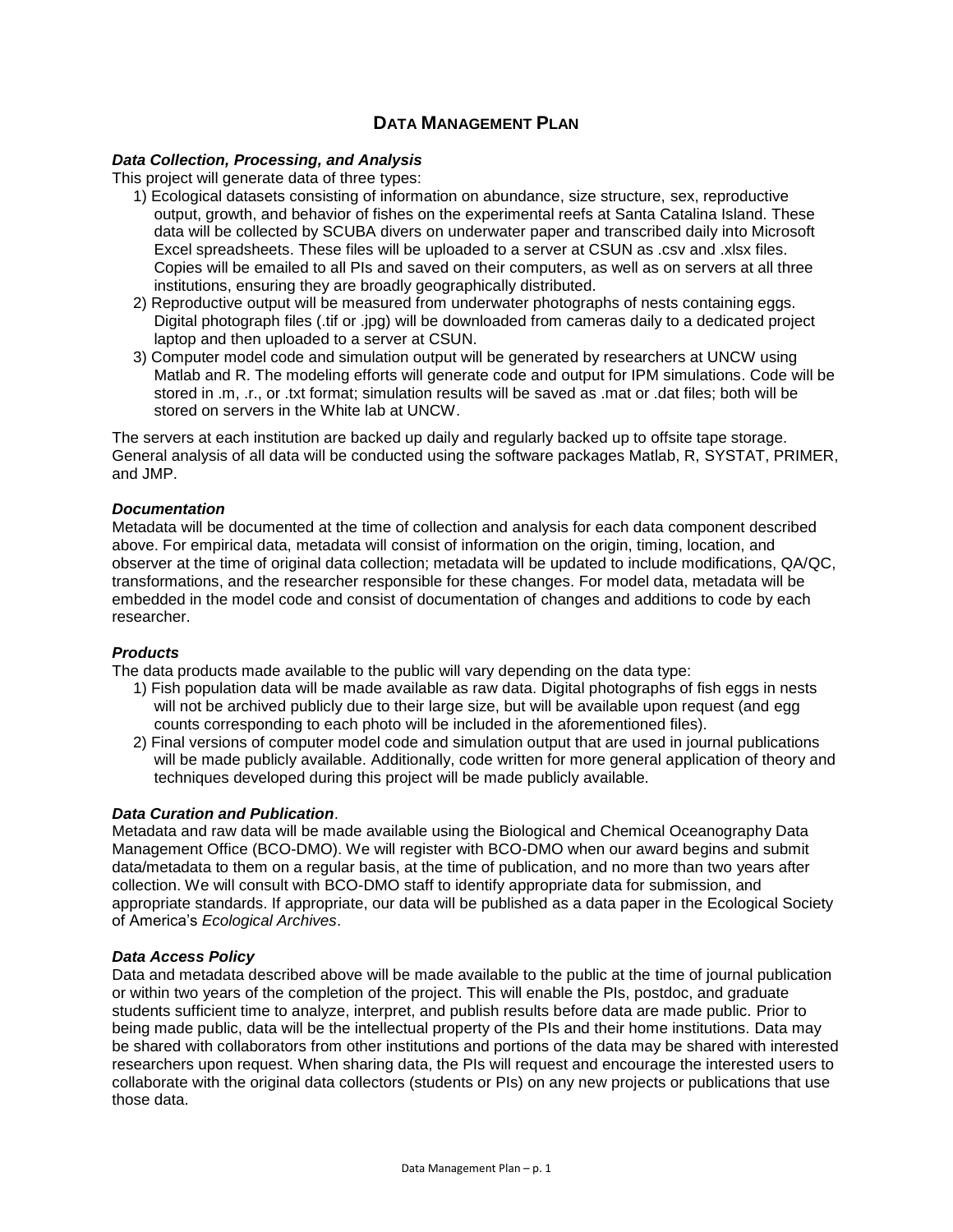# DATA MANAGEMENT PLAN

***Data Collection, Processing, and Analysis***

This project will generate data of three types:

1) Ecological datasets consisting of information on abundance, size structure, sex, reproductive output, growth, and behavior of fishes on the experimental reefs at Santa Catalina Island. These data will be collected by SCUBA divers on underwater paper and transcribed daily into Microsoft Excel spreadsheets. These files will be uploaded to a server at CSUN as .csv and .xlsx files. Copies will be emailed to all PIs and saved on their computers, as well as on servers at all three institutions, ensuring they are broadly geographically distributed.
2) Reproductive output will be measured from underwater photographs of nests containing eggs. Digital photograph files (.tif or .jpg) will be downloaded from cameras daily to a dedicated project laptop and then uploaded to a server at CSUN.
3) Computer model code and simulation output will be generated by researchers at UNCW using Matlab and R. The modeling efforts will generate code and output for IPM simulations. Code will be stored in .m, .r., or .txt format; simulation results will be saved as .mat or .dat files; both will be stored on servers in the White lab at UNCW.

The servers at each institution are backed up daily and regularly backed up to offsite tape storage. General analysis of all data will be conducted using the software packages Matlab, R, SYSTAT, PRIMER, and JMP.

***Documentation***

Metadata will be documented at the time of collection and analysis for each data component described above. For empirical data, metadata will consist of information on the origin, timing, location, and observer at the time of original data collection; metadata will be updated to include modifications, QA/QC, transformations, and the researcher responsible for these changes. For model data, metadata will be embedded in the model code and consist of documentation of changes and additions to code by each researcher.

***Products***

The data products made available to the public will vary depending on the data type:

1) Fish population data will be made available as raw data. Digital photographs of fish eggs in nests will not be archived publicly due to their large size, but will be available upon request (and egg counts corresponding to each photo will be included in the aforementioned files).
2) Final versions of computer model code and simulation output that are used in journal publications will be made publicly available. Additionally, code written for more general application of theory and techniques developed during this project will be made publicly available.

***Data Curation and Publication***.

Metadata and raw data will be made available using the Biological and Chemical Oceanography Data Management Office (BCO-DMO). We will register with BCO-DMO when our award begins and submit data/metadata to them on a regular basis, at the time of publication, and no more than two years after collection. We will consult with BCO-DMO staff to identify appropriate data for submission, and appropriate standards. If appropriate, our data will be published as a data paper in the Ecological Society of America's *Ecological Archives*.

***Data Access Policy***

Data and metadata described above will be made available to the public at the time of journal publication or within two years of the completion of the project. This will enable the PIs, postdoc, and graduate students sufficient time to analyze, interpret, and publish results before data are made public. Prior to being made public, data will be the intellectual property of the PIs and their home institutions. Data may be shared with collaborators from other institutions and portions of the data may be shared with interested researchers upon request. When sharing data, the PIs will request and encourage the interested users to collaborate with the original data collectors (students or PIs) on any new projects or publications that use those data.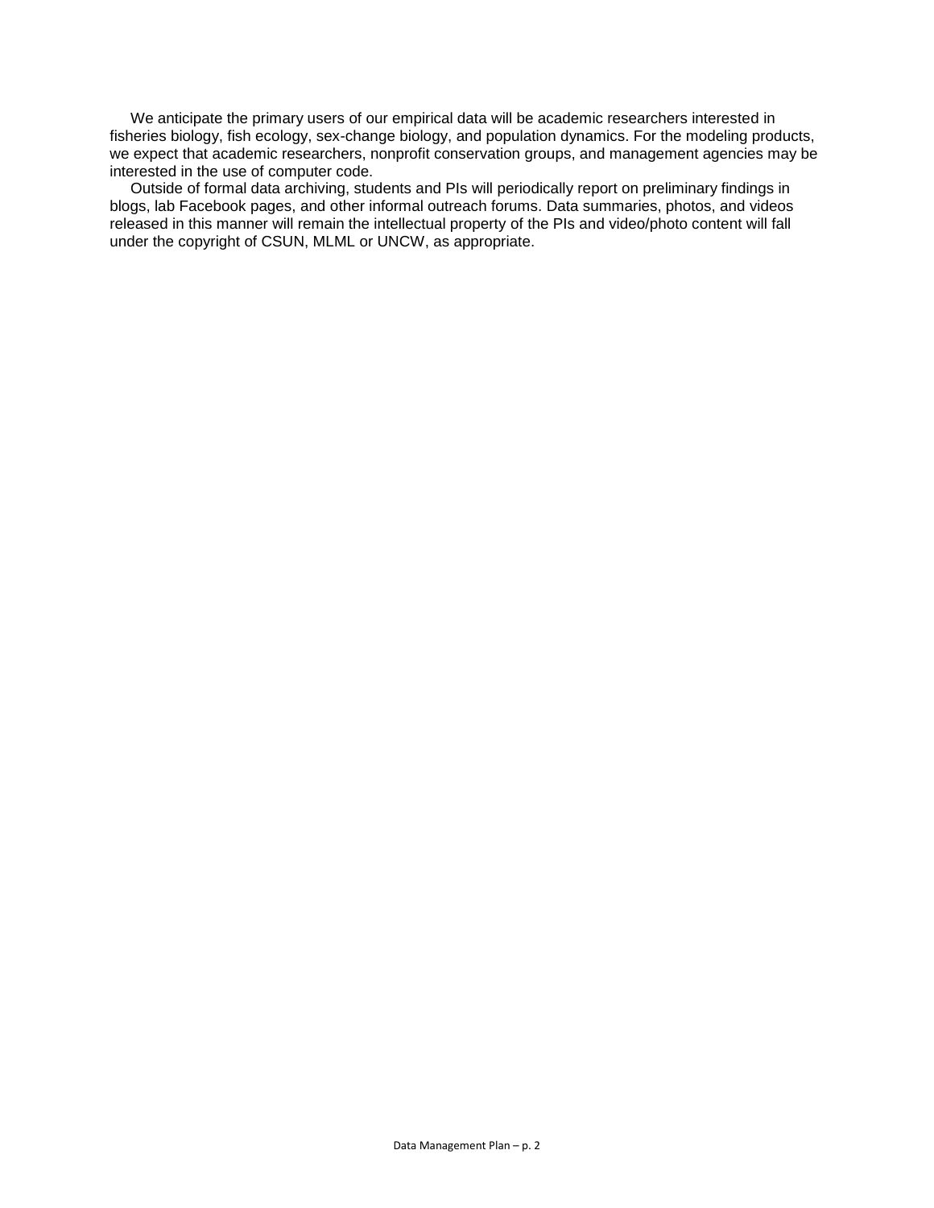We anticipate the primary users of our empirical data will be academic researchers interested in fisheries biology, fish ecology, sex-change biology, and population dynamics. For the modeling products, we expect that academic researchers, nonprofit conservation groups, and management agencies may be interested in the use of computer code.

Outside of formal data archiving, students and PIs will periodically report on preliminary findings in blogs, lab Facebook pages, and other informal outreach forums. Data summaries, photos, and videos released in this manner will remain the intellectual property of the PIs and video/photo content will fall under the copyright of CSUN, MLML or UNCW, as appropriate.